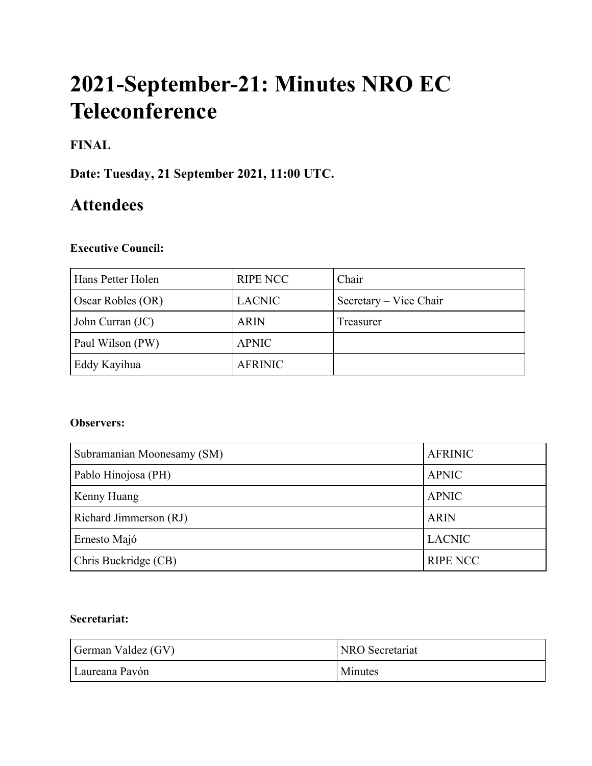# 2021-September-21: Minutes NRO EC Teleconference

**FINAL**

**Date: Tuesday, 21 September 2021, 11:00 UTC.**

## Attendees

**Executive Council:**

| | | |
|---|---|---|
| Hans Petter Holen | RIPE NCC | Chair |
| Oscar Robles (OR) | LACNIC | Secretary – Vice Chair |
| John Curran (JC) | ARIN | Treasurer |
| Paul Wilson (PW) | APNIC | |
| Eddy Kayihua | AFRINIC | |

**Observers:**

| | |
|---|---|
| Subramanian Moonesamy (SM) | AFRINIC |
| Pablo Hinojosa (PH) | APNIC |
| Kenny Huang | APNIC |
| Richard Jimmerson (RJ) | ARIN |
| Ernesto Majó | LACNIC |
| Chris Buckridge (CB) | RIPE NCC |

**Secretariat:**

| | |
|---|---|
| German Valdez (GV) | NRO Secretariat |
| Laureana Pavón | Minutes |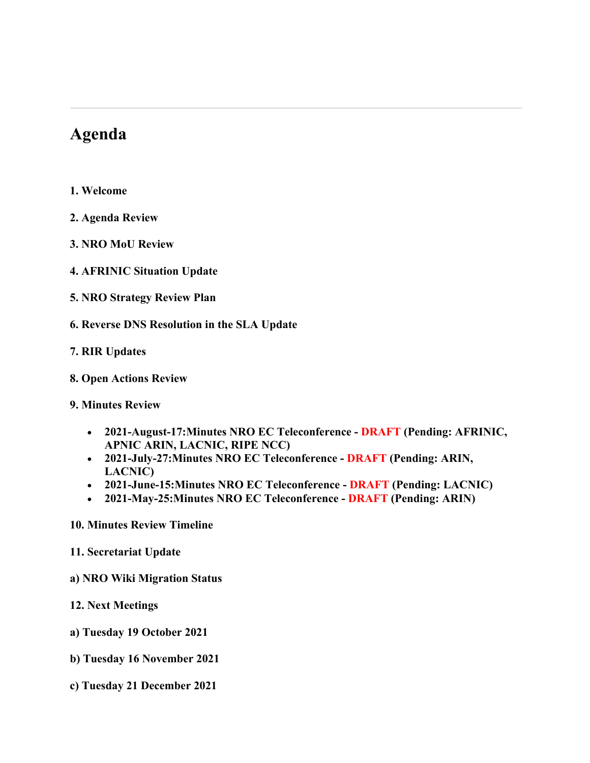---

# Agenda

**1. Welcome**

**2. Agenda Review**

**3. NRO MoU Review**

**4. AFRINIC Situation Update**

**5. NRO Strategy Review Plan**

**6. Reverse DNS Resolution in the SLA Update**

**7. RIR Updates**

**8. Open Actions Review**

**9. Minutes Review**

- **2021-August-17:Minutes NRO EC Teleconference - DRAFT (Pending: AFRINIC, APNIC ARIN, LACNIC, RIPE NCC)**
- **2021-July-27:Minutes NRO EC Teleconference - DRAFT (Pending: ARIN, LACNIC)**
- **2021-June-15:Minutes NRO EC Teleconference - DRAFT (Pending: LACNIC)**
- **2021-May-25:Minutes NRO EC Teleconference - DRAFT (Pending: ARIN)**

**10. Minutes Review Timeline**

**11. Secretariat Update**

**a) NRO Wiki Migration Status**

**12. Next Meetings**

**a) Tuesday 19 October 2021**

**b) Tuesday 16 November 2021**

**c) Tuesday 21 December 2021**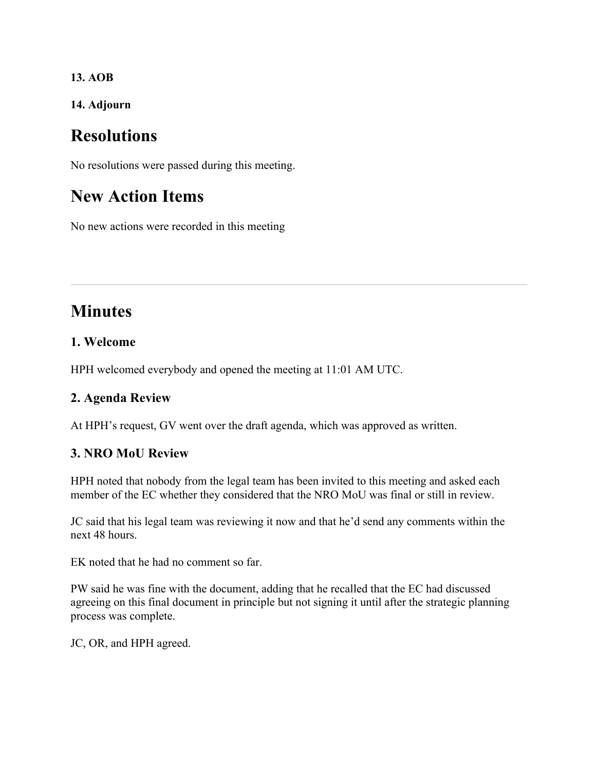**13. AOB**

**14. Adjourn**

# Resolutions

No resolutions were passed during this meeting.

# New Action Items

No new actions were recorded in this meeting

---

# Minutes

### 1. Welcome

HPH welcomed everybody and opened the meeting at 11:01 AM UTC.

### 2. Agenda Review

At HPH's request, GV went over the draft agenda, which was approved as written.

### 3. NRO MoU Review

HPH noted that nobody from the legal team has been invited to this meeting and asked each member of the EC whether they considered that the NRO MoU was final or still in review.

JC said that his legal team was reviewing it now and that he'd send any comments within the next 48 hours.

EK noted that he had no comment so far.

PW said he was fine with the document, adding that he recalled that the EC had discussed agreeing on this final document in principle but not signing it until after the strategic planning process was complete.

JC, OR, and HPH agreed.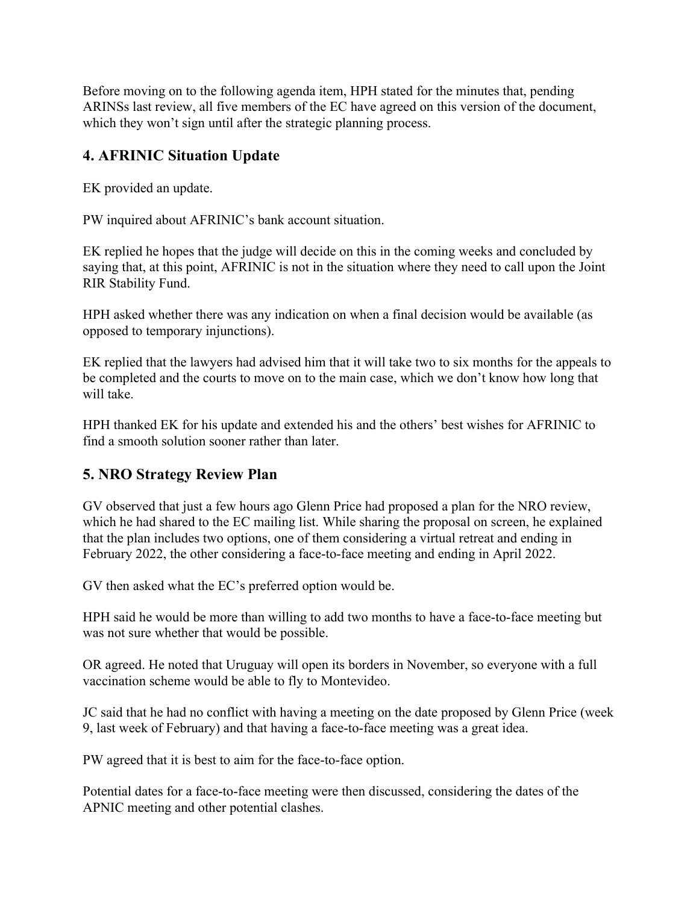Before moving on to the following agenda item, HPH stated for the minutes that, pending ARINSs last review, all five members of the EC have agreed on this version of the document, which they won't sign until after the strategic planning process.

## 4. AFRINIC Situation Update

EK provided an update.

PW inquired about AFRINIC's bank account situation.

EK replied he hopes that the judge will decide on this in the coming weeks and concluded by saying that, at this point, AFRINIC is not in the situation where they need to call upon the Joint RIR Stability Fund.

HPH asked whether there was any indication on when a final decision would be available (as opposed to temporary injunctions).

EK replied that the lawyers had advised him that it will take two to six months for the appeals to be completed and the courts to move on to the main case, which we don't know how long that will take.

HPH thanked EK for his update and extended his and the others' best wishes for AFRINIC to find a smooth solution sooner rather than later.

## 5. NRO Strategy Review Plan

GV observed that just a few hours ago Glenn Price had proposed a plan for the NRO review, which he had shared to the EC mailing list. While sharing the proposal on screen, he explained that the plan includes two options, one of them considering a virtual retreat and ending in February 2022, the other considering a face-to-face meeting and ending in April 2022.

GV then asked what the EC's preferred option would be.

HPH said he would be more than willing to add two months to have a face-to-face meeting but was not sure whether that would be possible.

OR agreed. He noted that Uruguay will open its borders in November, so everyone with a full vaccination scheme would be able to fly to Montevideo.

JC said that he had no conflict with having a meeting on the date proposed by Glenn Price (week 9, last week of February) and that having a face-to-face meeting was a great idea.

PW agreed that it is best to aim for the face-to-face option.

Potential dates for a face-to-face meeting were then discussed, considering the dates of the APNIC meeting and other potential clashes.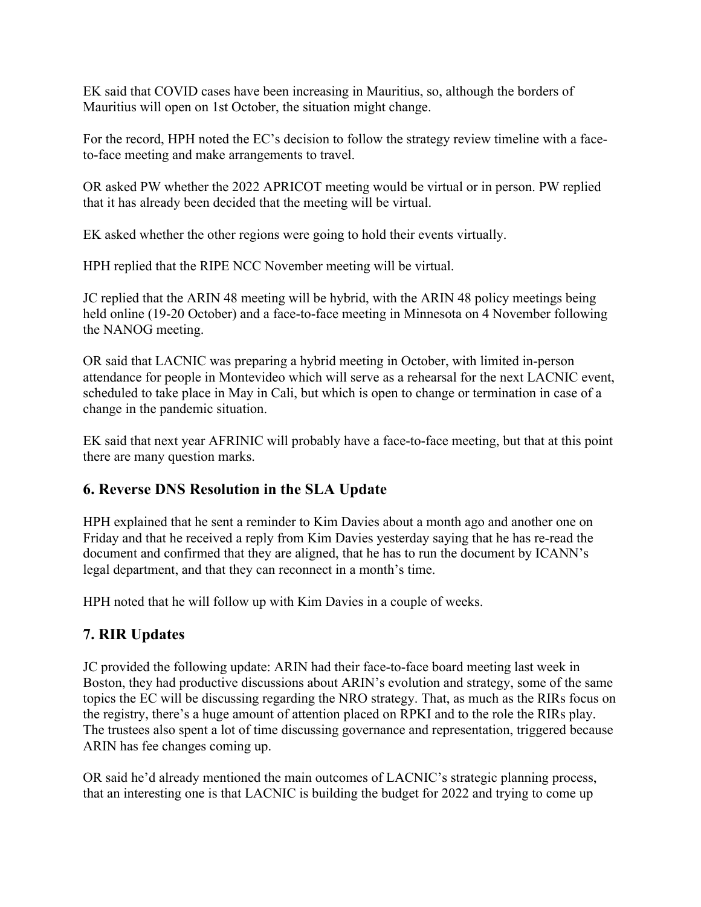EK said that COVID cases have been increasing in Mauritius, so, although the borders of Mauritius will open on 1st October, the situation might change.

For the record, HPH noted the EC's decision to follow the strategy review timeline with a face-to-face meeting and make arrangements to travel.

OR asked PW whether the 2022 APRICOT meeting would be virtual or in person. PW replied that it has already been decided that the meeting will be virtual.

EK asked whether the other regions were going to hold their events virtually.

HPH replied that the RIPE NCC November meeting will be virtual.

JC replied that the ARIN 48 meeting will be hybrid, with the ARIN 48 policy meetings being held online (19-20 October) and a face-to-face meeting in Minnesota on 4 November following the NANOG meeting.

OR said that LACNIC was preparing a hybrid meeting in October, with limited in-person attendance for people in Montevideo which will serve as a rehearsal for the next LACNIC event, scheduled to take place in May in Cali, but which is open to change or termination in case of a change in the pandemic situation.

EK said that next year AFRINIC will probably have a face-to-face meeting, but that at this point there are many question marks.

## 6. Reverse DNS Resolution in the SLA Update

HPH explained that he sent a reminder to Kim Davies about a month ago and another one on Friday and that he received a reply from Kim Davies yesterday saying that he has re-read the document and confirmed that they are aligned, that he has to run the document by ICANN's legal department, and that they can reconnect in a month's time.

HPH noted that he will follow up with Kim Davies in a couple of weeks.

## 7. RIR Updates

JC provided the following update: ARIN had their face-to-face board meeting last week in Boston, they had productive discussions about ARIN's evolution and strategy, some of the same topics the EC will be discussing regarding the NRO strategy. That, as much as the RIRs focus on the registry, there's a huge amount of attention placed on RPKI and to the role the RIRs play. The trustees also spent a lot of time discussing governance and representation, triggered because ARIN has fee changes coming up.

OR said he'd already mentioned the main outcomes of LACNIC's strategic planning process, that an interesting one is that LACNIC is building the budget for 2022 and trying to come up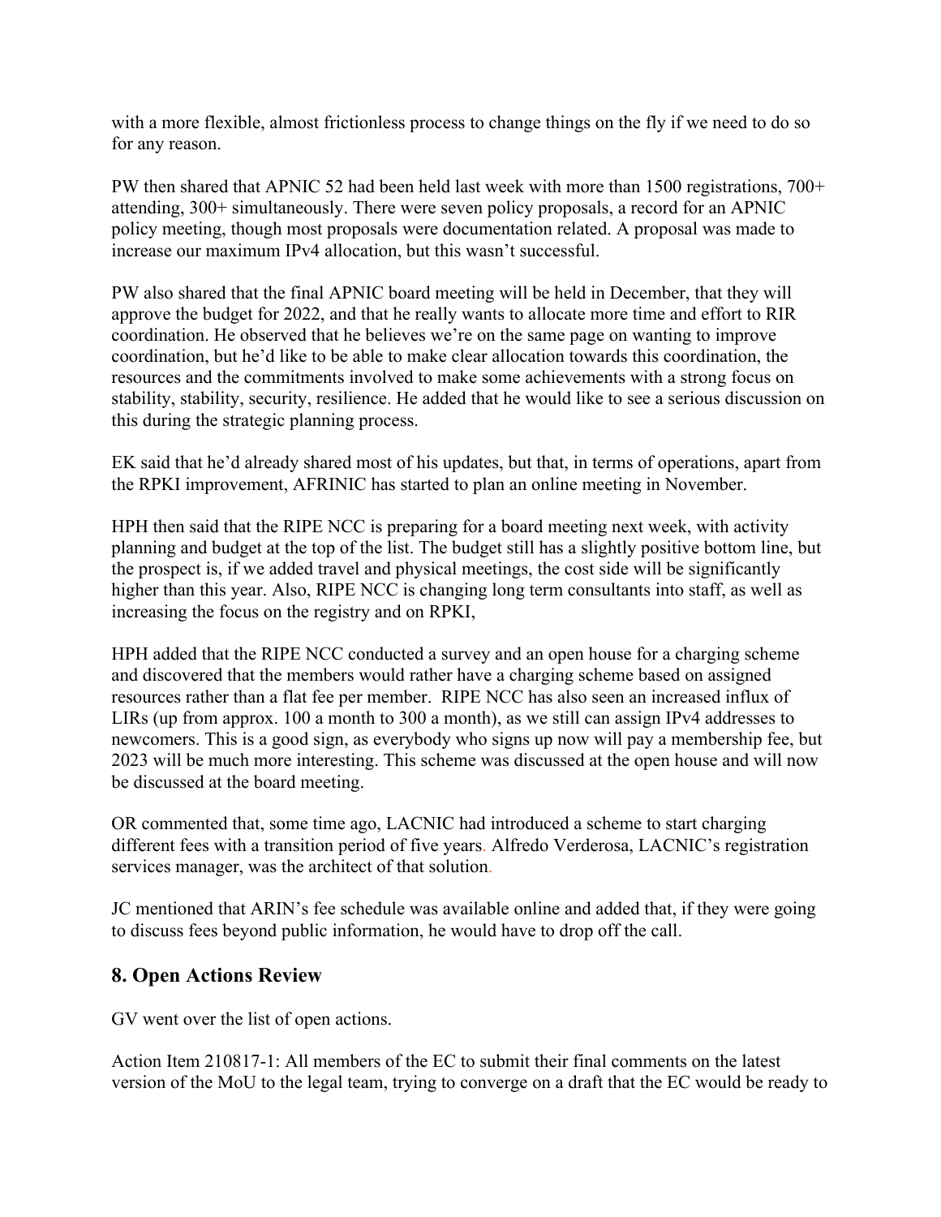with a more flexible, almost frictionless process to change things on the fly if we need to do so for any reason.

PW then shared that APNIC 52 had been held last week with more than 1500 registrations, 700+ attending, 300+ simultaneously. There were seven policy proposals, a record for an APNIC policy meeting, though most proposals were documentation related. A proposal was made to increase our maximum IPv4 allocation, but this wasn't successful.

PW also shared that the final APNIC board meeting will be held in December, that they will approve the budget for 2022, and that he really wants to allocate more time and effort to RIR coordination. He observed that he believes we're on the same page on wanting to improve coordination, but he'd like to be able to make clear allocation towards this coordination, the resources and the commitments involved to make some achievements with a strong focus on stability, stability, security, resilience. He added that he would like to see a serious discussion on this during the strategic planning process.

EK said that he'd already shared most of his updates, but that, in terms of operations, apart from the RPKI improvement, AFRINIC has started to plan an online meeting in November.

HPH then said that the RIPE NCC is preparing for a board meeting next week, with activity planning and budget at the top of the list. The budget still has a slightly positive bottom line, but the prospect is, if we added travel and physical meetings, the cost side will be significantly higher than this year. Also, RIPE NCC is changing long term consultants into staff, as well as increasing the focus on the registry and on RPKI,

HPH added that the RIPE NCC conducted a survey and an open house for a charging scheme and discovered that the members would rather have a charging scheme based on assigned resources rather than a flat fee per member. RIPE NCC has also seen an increased influx of LIRs (up from approx. 100 a month to 300 a month), as we still can assign IPv4 addresses to newcomers. This is a good sign, as everybody who signs up now will pay a membership fee, but 2023 will be much more interesting. This scheme was discussed at the open house and will now be discussed at the board meeting.

OR commented that, some time ago, LACNIC had introduced a scheme to start charging different fees with a transition period of five years. Alfredo Verderosa, LACNIC's registration services manager, was the architect of that solution.

JC mentioned that ARIN's fee schedule was available online and added that, if they were going to discuss fees beyond public information, he would have to drop off the call.

## 8. Open Actions Review

GV went over the list of open actions.

Action Item 210817-1: All members of the EC to submit their final comments on the latest version of the MoU to the legal team, trying to converge on a draft that the EC would be ready to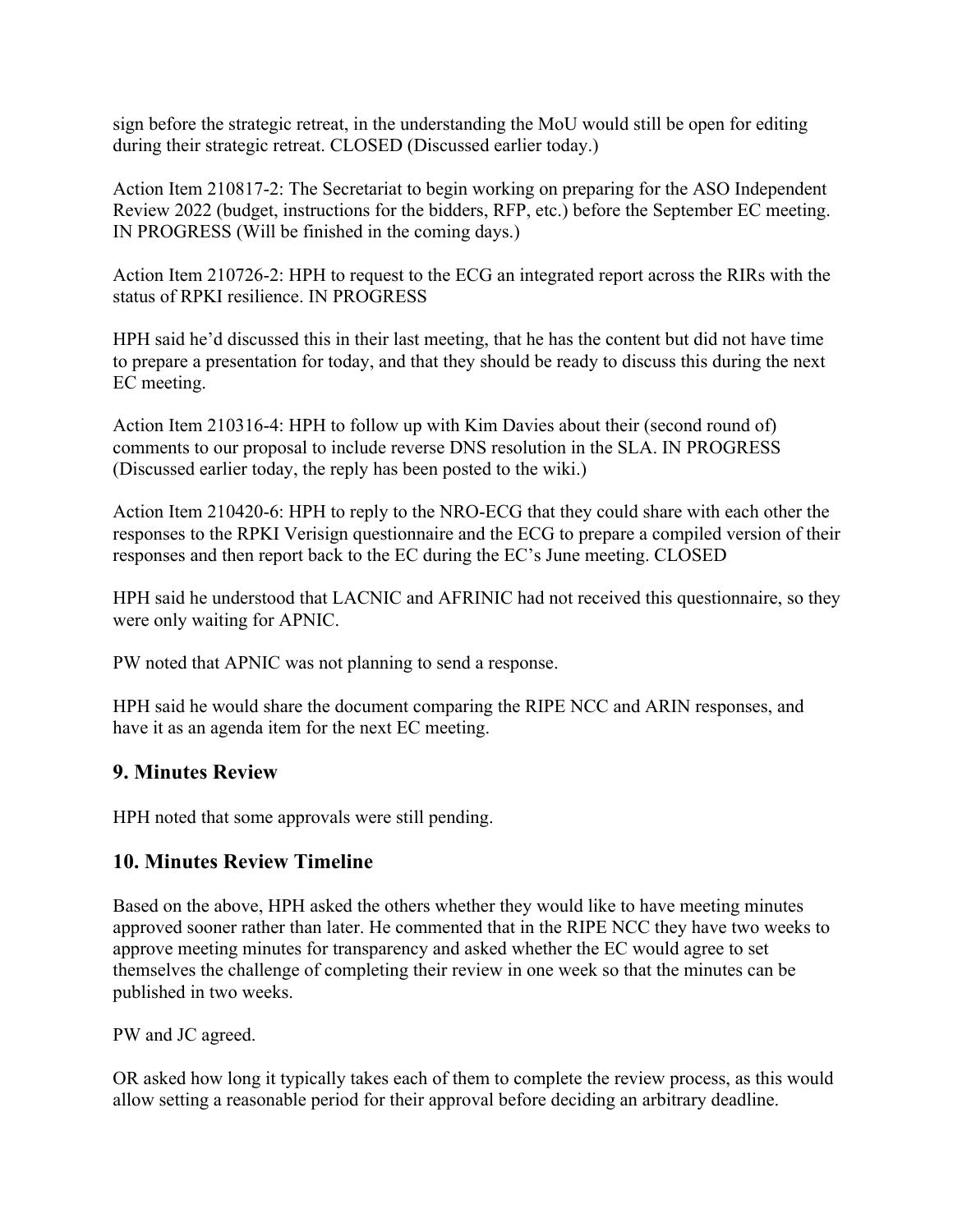sign before the strategic retreat, in the understanding the MoU would still be open for editing during their strategic retreat. CLOSED (Discussed earlier today.)

Action Item 210817-2: The Secretariat to begin working on preparing for the ASO Independent Review 2022 (budget, instructions for the bidders, RFP, etc.) before the September EC meeting. IN PROGRESS (Will be finished in the coming days.)

Action Item 210726-2: HPH to request to the ECG an integrated report across the RIRs with the status of RPKI resilience. IN PROGRESS

HPH said he'd discussed this in their last meeting, that he has the content but did not have time to prepare a presentation for today, and that they should be ready to discuss this during the next EC meeting.

Action Item 210316-4: HPH to follow up with Kim Davies about their (second round of) comments to our proposal to include reverse DNS resolution in the SLA. IN PROGRESS (Discussed earlier today, the reply has been posted to the wiki.)

Action Item 210420-6: HPH to reply to the NRO-ECG that they could share with each other the responses to the RPKI Verisign questionnaire and the ECG to prepare a compiled version of their responses and then report back to the EC during the EC's June meeting. CLOSED

HPH said he understood that LACNIC and AFRINIC had not received this questionnaire, so they were only waiting for APNIC.

PW noted that APNIC was not planning to send a response.

HPH said he would share the document comparing the RIPE NCC and ARIN responses, and have it as an agenda item for the next EC meeting.

## 9. Minutes Review

HPH noted that some approvals were still pending.

## 10. Minutes Review Timeline

Based on the above, HPH asked the others whether they would like to have meeting minutes approved sooner rather than later. He commented that in the RIPE NCC they have two weeks to approve meeting minutes for transparency and asked whether the EC would agree to set themselves the challenge of completing their review in one week so that the minutes can be published in two weeks.

PW and JC agreed.

OR asked how long it typically takes each of them to complete the review process, as this would allow setting a reasonable period for their approval before deciding an arbitrary deadline.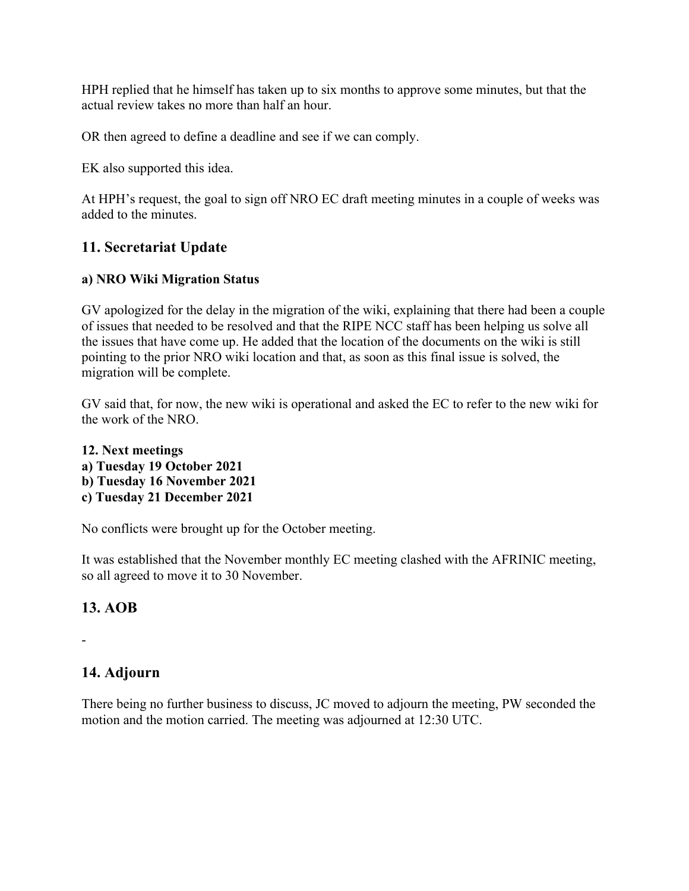HPH replied that he himself has taken up to six months to approve some minutes, but that the actual review takes no more than half an hour.

OR then agreed to define a deadline and see if we can comply.

EK also supported this idea.

At HPH's request, the goal to sign off NRO EC draft meeting minutes in a couple of weeks was added to the minutes.

## 11. Secretariat Update

### a) NRO Wiki Migration Status

GV apologized for the delay in the migration of the wiki, explaining that there had been a couple of issues that needed to be resolved and that the RIPE NCC staff has been helping us solve all the issues that have come up. He added that the location of the documents on the wiki is still pointing to the prior NRO wiki location and that, as soon as this final issue is solved, the migration will be complete.

GV said that, for now, the new wiki is operational and asked the EC to refer to the new wiki for the work of the NRO.

**12. Next meetings**
**a) Tuesday 19 October 2021**
**b) Tuesday 16 November 2021**
**c) Tuesday 21 December 2021**

No conflicts were brought up for the October meeting.

It was established that the November monthly EC meeting clashed with the AFRINIC meeting, so all agreed to move it to 30 November.

## 13. AOB

-

## 14. Adjourn

There being no further business to discuss, JC moved to adjourn the meeting, PW seconded the motion and the motion carried. The meeting was adjourned at 12:30 UTC.